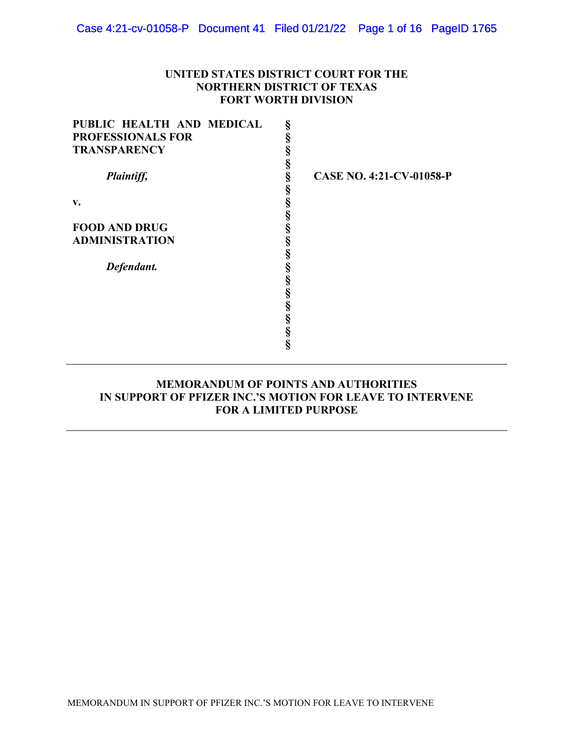UNITED STATES DISTRICT COURT FOR THE
NORTHERN DISTRICT OF TEXAS
FORT WORTH DIVISION

| | | |
|---|---|---|
| **PUBLIC HEALTH AND MEDICAL PROFESSIONALS FOR TRANSPARENCY** | § | |
| ***Plaintiff,*** | § | **CASE NO. 4:21-CV-01058-P** |
| **v.** | § | |
| **FOOD AND DRUG ADMINISTRATION** | § | |
| ***Defendant.*** | § | |

**MEMORANDUM OF POINTS AND AUTHORITIES
IN SUPPORT OF PFIZER INC.'S MOTION FOR LEAVE TO INTERVENE
FOR A LIMITED PURPOSE**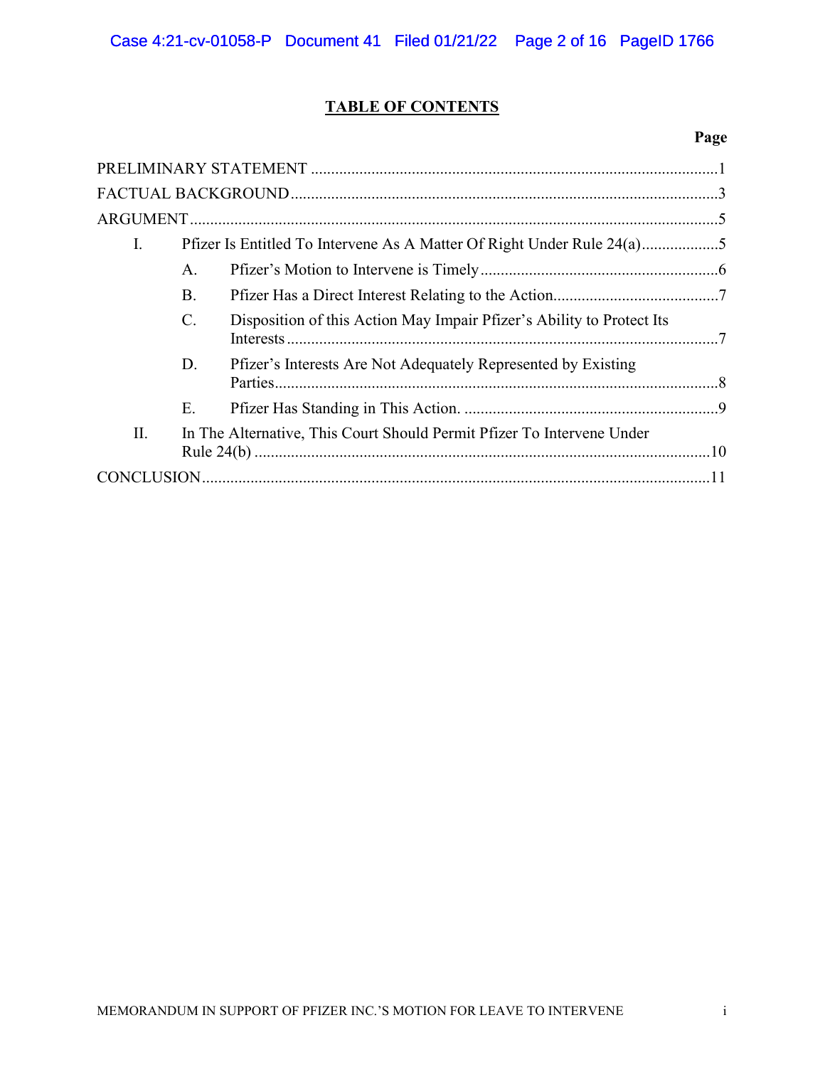## TABLE OF CONTENTS

| | Page |
|---|---|
| PRELIMINARY STATEMENT | 1 |
| FACTUAL BACKGROUND | 3 |
| ARGUMENT | 5 |
| I. Pfizer Is Entitled To Intervene As A Matter Of Right Under Rule 24(a) | 5 |
| A. Pfizer's Motion to Intervene is Timely | 6 |
| B. Pfizer Has a Direct Interest Relating to the Action | 7 |
| C. Disposition of this Action May Impair Pfizer's Ability to Protect Its Interests | 7 |
| D. Pfizer's Interests Are Not Adequately Represented by Existing Parties | 8 |
| E. Pfizer Has Standing in This Action. | 9 |
| II. In The Alternative, This Court Should Permit Pfizer To Intervene Under Rule 24(b) | 10 |
| CONCLUSION | 11 |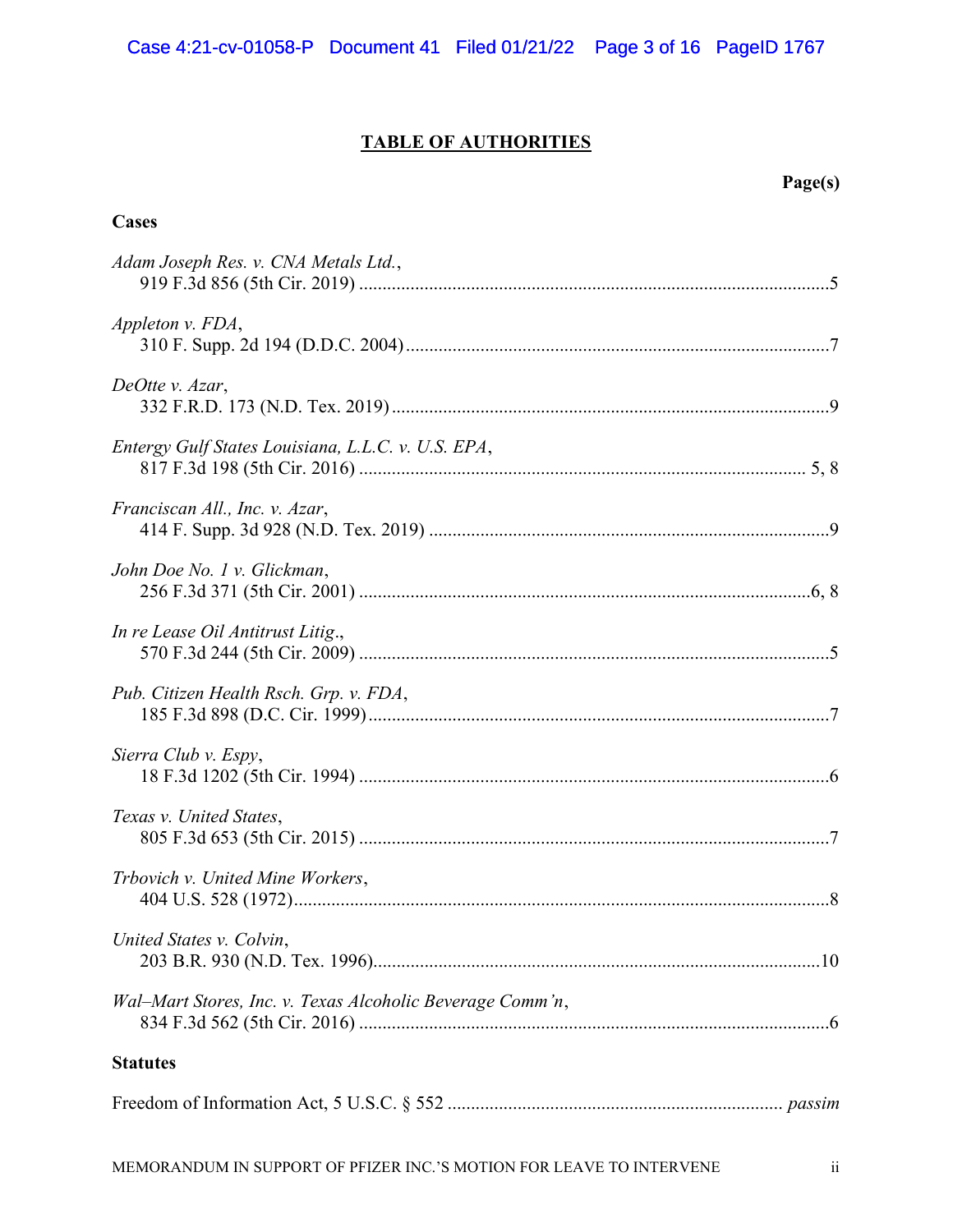# TABLE OF AUTHORITIES

**Page(s)**

**Cases**

*Adam Joseph Res. v. CNA Metals Ltd.*,
919 F.3d 856 (5th Cir. 2019) ....................................................................................................5

*Appleton v. FDA*,
310 F. Supp. 2d 194 (D.D.C. 2004) ..........................................................................................7

*DeOtte v. Azar*,
332 F.R.D. 173 (N.D. Tex. 2019) .............................................................................................9

*Entergy Gulf States Louisiana, L.L.C. v. U.S. EPA*,
817 F.3d 198 (5th Cir. 2016) .............................................................................................. 5, 8

*Franciscan All., Inc. v. Azar*,
414 F. Supp. 3d 928 (N.D. Tex. 2019) .....................................................................................9

*John Doe No. 1 v. Glickman*,
256 F.3d 371 (5th Cir. 2001) ................................................................................................6, 8

*In re Lease Oil Antitrust Litig*.,
570 F.3d 244 (5th Cir. 2009) ....................................................................................................5

*Pub. Citizen Health Rsch. Grp. v. FDA*,
185 F.3d 898 (D.C. Cir. 1999) ..................................................................................................7

*Sierra Club v. Espy*,
18 F.3d 1202 (5th Cir. 1994) ....................................................................................................6

*Texas v. United States*,
805 F.3d 653 (5th Cir. 2015) ....................................................................................................7

*Trbovich v. United Mine Workers*,
404 U.S. 528 (1972) ..................................................................................................................8

*United States v. Colvin*,
203 B.R. 930 (N.D. Tex. 1996) ...............................................................................................10

*Wal–Mart Stores, Inc. v. Texas Alcoholic Beverage Comm'n*,
834 F.3d 562 (5th Cir. 2016) ....................................................................................................6

**Statutes**

Freedom of Information Act, 5 U.S.C. § 552 ....................................................................... *passim*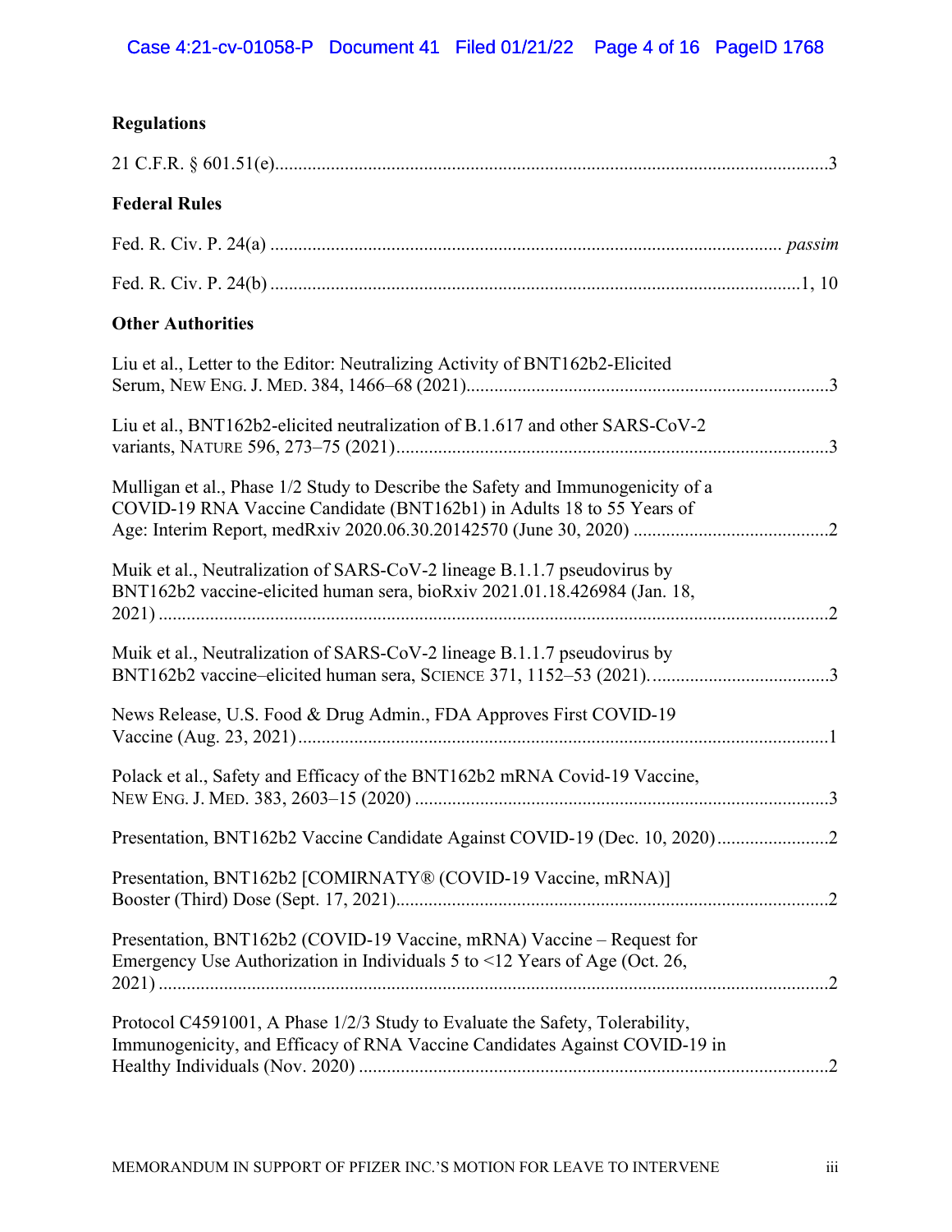**Regulations**

21 C.F.R. § 601.51(e)....................................................................................................................3

**Federal Rules**

Fed. R. Civ. P. 24(a) ............................................................................................................ *passim*

Fed. R. Civ. P. 24(b) ................................................................................................................1, 10

**Other Authorities**

Liu et al., Letter to the Editor: Neutralizing Activity of BNT162b2-Elicited Serum, NEW ENG. J. MED. 384, 1466–68 (2021)............................................................................3

Liu et al., BNT162b2-elicited neutralization of B.1.617 and other SARS-CoV-2 variants, NATURE 596, 273–75 (2021)............................................................................................3

Mulligan et al., Phase 1/2 Study to Describe the Safety and Immunogenicity of a COVID-19 RNA Vaccine Candidate (BNT162b1) in Adults 18 to 55 Years of Age: Interim Report, medRxiv 2020.06.30.20142570 (June 30, 2020) ..........................................2

Muik et al., Neutralization of SARS-CoV-2 lineage B.1.1.7 pseudovirus by BNT162b2 vaccine-elicited human sera, bioRxiv 2021.01.18.426984 (Jan. 18, 2021) ...............................................................................................................................2

Muik et al., Neutralization of SARS-CoV-2 lineage B.1.1.7 pseudovirus by BNT162b2 vaccine–elicited human sera, SCIENCE 371, 1152–53 (2021).......................................3

News Release, U.S. Food & Drug Admin., FDA Approves First COVID-19 Vaccine (Aug. 23, 2021)..................................................................................................................1

Polack et al., Safety and Efficacy of the BNT162b2 mRNA Covid-19 Vaccine, NEW ENG. J. MED. 383, 2603–15 (2020) ........................................................................................3

Presentation, BNT162b2 Vaccine Candidate Against COVID-19 (Dec. 10, 2020)........................2

Presentation, BNT162b2 [COMIRNATY® (COVID-19 Vaccine, mRNA)] Booster (Third) Dose (Sept. 17, 2021)............................................................................................2

Presentation, BNT162b2 (COVID-19 Vaccine, mRNA) Vaccine – Request for Emergency Use Authorization in Individuals 5 to <12 Years of Age (Oct. 26, 2021) ...............................................................................................................................2

Protocol C4591001, A Phase 1/2/3 Study to Evaluate the Safety, Tolerability, Immunogenicity, and Efficacy of RNA Vaccine Candidates Against COVID-19 in Healthy Individuals (Nov. 2020) ....................................................................................2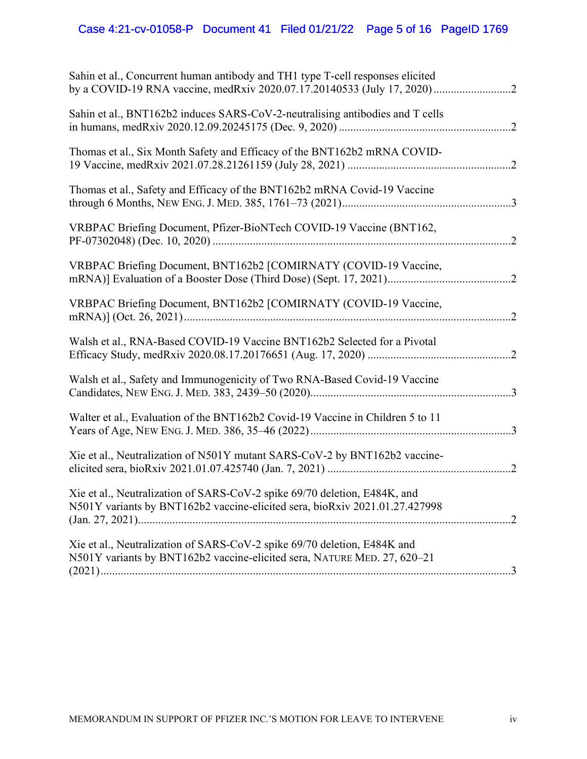Sahin et al., Concurrent human antibody and TH1 type T-cell responses elicited by a COVID-19 RNA vaccine, medRxiv 2020.07.17.20140533 (July 17, 2020) ..........................2

Sahin et al., BNT162b2 induces SARS-CoV-2-neutralising antibodies and T cells in humans, medRxiv 2020.12.09.20245175 (Dec. 9, 2020) ..........................................................2

Thomas et al., Six Month Safety and Efficacy of the BNT162b2 mRNA COVID-19 Vaccine, medRxiv 2021.07.28.21261159 (July 28, 2021) ........................................................2

Thomas et al., Safety and Efficacy of the BNT162b2 mRNA Covid-19 Vaccine through 6 Months, NEW ENG. J. MED. 385, 1761–73 (2021)..........................................................3

VRBPAC Briefing Document, Pfizer-BioNTech COVID-19 Vaccine (BNT162, PF-07302048) (Dec. 10, 2020) ........................................................................................................2

VRBPAC Briefing Document, BNT162b2 [COMIRNATY (COVID-19 Vaccine, mRNA)] Evaluation of a Booster Dose (Third Dose) (Sept. 17, 2021)..........................................2

VRBPAC Briefing Document, BNT162b2 [COMIRNATY (COVID-19 Vaccine, mRNA)] (Oct. 26, 2021)..................................................................................................................2

Walsh et al., RNA-Based COVID-19 Vaccine BNT162b2 Selected for a Pivotal Efficacy Study, medRxiv 2020.08.17.20176651 (Aug. 17, 2020) .................................................2

Walsh et al., Safety and Immunogenicity of Two RNA-Based Covid-19 Vaccine Candidates, NEW ENG. J. MED. 383, 2439–50 (2020)......................................................................3

Walter et al., Evaluation of the BNT162b2 Covid-19 Vaccine in Children 5 to 11 Years of Age, NEW ENG. J. MED. 386, 35–46 (2022) ......................................................................3

Xie et al., Neutralization of N501Y mutant SARS-CoV-2 by BNT162b2 vaccine-elicited sera, bioRxiv 2021.01.07.425740 (Jan. 7, 2021) ...............................................................2

Xie et al., Neutralization of SARS-CoV-2 spike 69/70 deletion, E484K, and N501Y variants by BNT162b2 vaccine-elicited sera, bioRxiv 2021.01.27.427998 (Jan. 27, 2021)..................................................................................................................................2

Xie et al., Neutralization of SARS-CoV-2 spike 69/70 deletion, E484K and N501Y variants by BNT162b2 vaccine-elicited sera, NATURE MED. 27, 620–21 (2021)................................................................................................................................3

MEMORANDUM IN SUPPORT OF PFIZER INC.'S MOTION FOR LEAVE TO INTERVENE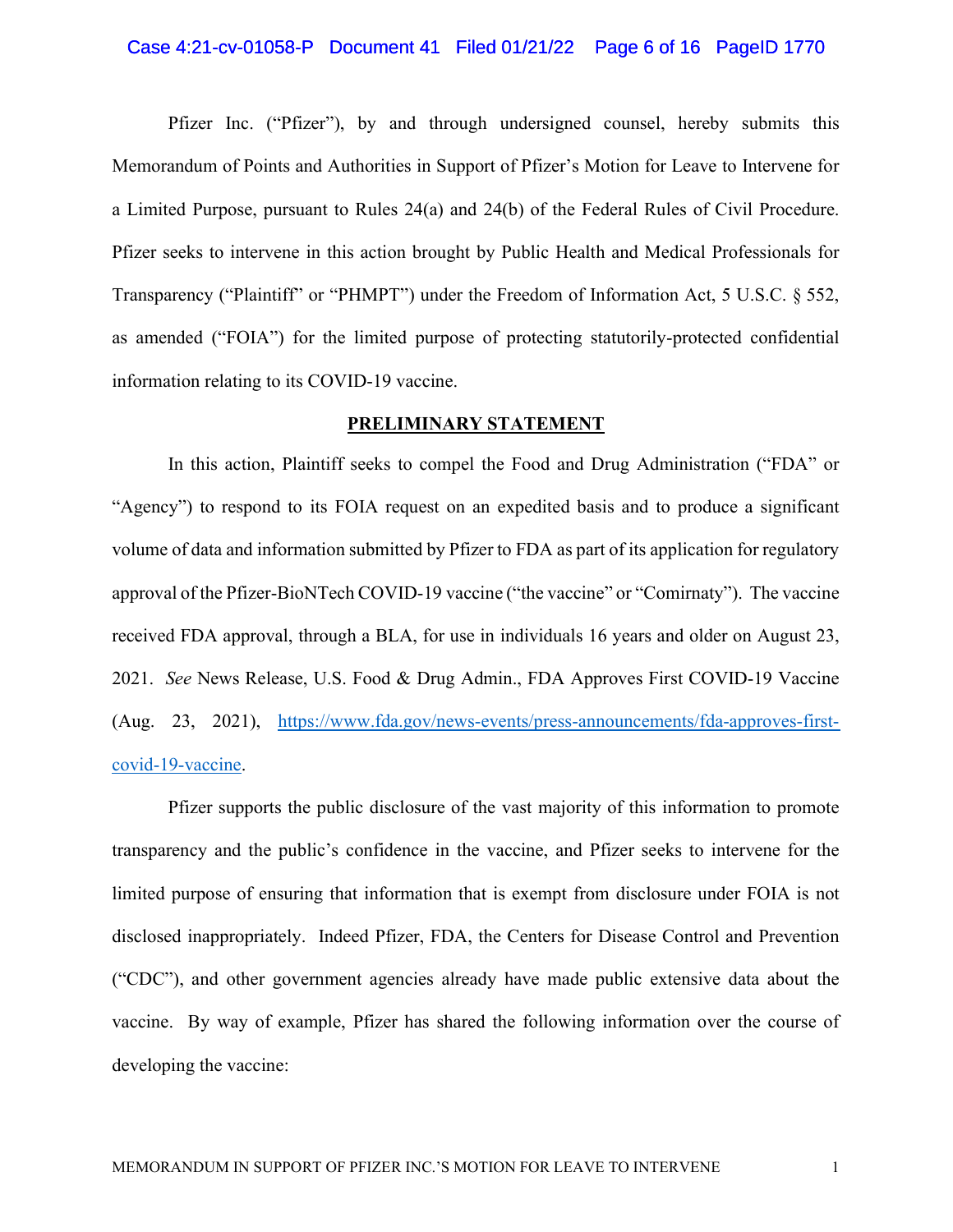Pfizer Inc. ("Pfizer"), by and through undersigned counsel, hereby submits this Memorandum of Points and Authorities in Support of Pfizer's Motion for Leave to Intervene for a Limited Purpose, pursuant to Rules 24(a) and 24(b) of the Federal Rules of Civil Procedure. Pfizer seeks to intervene in this action brought by Public Health and Medical Professionals for Transparency ("Plaintiff" or "PHMPT") under the Freedom of Information Act, 5 U.S.C. § 552, as amended ("FOIA") for the limited purpose of protecting statutorily-protected confidential information relating to its COVID-19 vaccine.

## PRELIMINARY STATEMENT

In this action, Plaintiff seeks to compel the Food and Drug Administration ("FDA" or "Agency") to respond to its FOIA request on an expedited basis and to produce a significant volume of data and information submitted by Pfizer to FDA as part of its application for regulatory approval of the Pfizer-BioNTech COVID-19 vaccine ("the vaccine" or "Comirnaty"). The vaccine received FDA approval, through a BLA, for use in individuals 16 years and older on August 23, 2021. *See* News Release, U.S. Food & Drug Admin., FDA Approves First COVID-19 Vaccine (Aug. 23, 2021), https://www.fda.gov/news-events/press-announcements/fda-approves-first-covid-19-vaccine.

Pfizer supports the public disclosure of the vast majority of this information to promote transparency and the public's confidence in the vaccine, and Pfizer seeks to intervene for the limited purpose of ensuring that information that is exempt from disclosure under FOIA is not disclosed inappropriately. Indeed Pfizer, FDA, the Centers for Disease Control and Prevention ("CDC"), and other government agencies already have made public extensive data about the vaccine. By way of example, Pfizer has shared the following information over the course of developing the vaccine: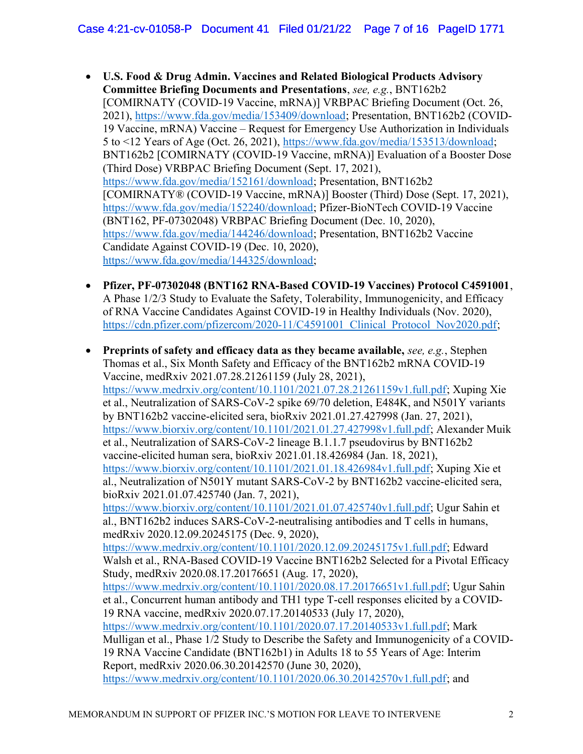- **U.S. Food & Drug Admin. Vaccines and Related Biological Products Advisory Committee Briefing Documents and Presentations**, *see, e.g.*, BNT162b2 [COMIRNATY (COVID-19 Vaccine, mRNA)] VRBPAC Briefing Document (Oct. 26, 2021), https://www.fda.gov/media/153409/download; Presentation, BNT162b2 (COVID-19 Vaccine, mRNA) Vaccine – Request for Emergency Use Authorization in Individuals 5 to <12 Years of Age (Oct. 26, 2021), https://www.fda.gov/media/153513/download; BNT162b2 [COMIRNATY (COVID-19 Vaccine, mRNA)] Evaluation of a Booster Dose (Third Dose) VRBPAC Briefing Document (Sept. 17, 2021), https://www.fda.gov/media/152161/download; Presentation, BNT162b2 [COMIRNATY® (COVID-19 Vaccine, mRNA)] Booster (Third) Dose (Sept. 17, 2021), https://www.fda.gov/media/152240/download; Pfizer-BioNTech COVID-19 Vaccine (BNT162, PF-07302048) VRBPAC Briefing Document (Dec. 10, 2020), https://www.fda.gov/media/144246/download; Presentation, BNT162b2 Vaccine Candidate Against COVID-19 (Dec. 10, 2020), https://www.fda.gov/media/144325/download;

- **Pfizer, PF-07302048 (BNT162 RNA-Based COVID-19 Vaccines) Protocol C4591001**, A Phase 1/2/3 Study to Evaluate the Safety, Tolerability, Immunogenicity, and Efficacy of RNA Vaccine Candidates Against COVID-19 in Healthy Individuals (Nov. 2020), https://cdn.pfizer.com/pfizercom/2020-11/C4591001_Clinical_Protocol_Nov2020.pdf;

- **Preprints of safety and efficacy data as they became available,** *see, e.g.*, Stephen Thomas et al., Six Month Safety and Efficacy of the BNT162b2 mRNA COVID-19 Vaccine, medRxiv 2021.07.28.21261159 (July 28, 2021), https://www.medrxiv.org/content/10.1101/2021.07.28.21261159v1.full.pdf; Xuping Xie et al., Neutralization of SARS-CoV-2 spike 69/70 deletion, E484K, and N501Y variants by BNT162b2 vaccine-elicited sera, bioRxiv 2021.01.27.427998 (Jan. 27, 2021), https://www.biorxiv.org/content/10.1101/2021.01.27.427998v1.full.pdf; Alexander Muik et al., Neutralization of SARS-CoV-2 lineage B.1.1.7 pseudovirus by BNT162b2 vaccine-elicited human sera, bioRxiv 2021.01.18.426984 (Jan. 18, 2021), https://www.biorxiv.org/content/10.1101/2021.01.18.426984v1.full.pdf; Xuping Xie et al., Neutralization of N501Y mutant SARS-CoV-2 by BNT162b2 vaccine-elicited sera, bioRxiv 2021.01.07.425740 (Jan. 7, 2021), https://www.biorxiv.org/content/10.1101/2021.01.07.425740v1.full.pdf; Ugur Sahin et al., BNT162b2 induces SARS-CoV-2-neutralising antibodies and T cells in humans, medRxiv 2020.12.09.20245175 (Dec. 9, 2020), https://www.medrxiv.org/content/10.1101/2020.12.09.20245175v1.full.pdf; Edward Walsh et al., RNA-Based COVID-19 Vaccine BNT162b2 Selected for a Pivotal Efficacy Study, medRxiv 2020.08.17.20176651 (Aug. 17, 2020), https://www.medrxiv.org/content/10.1101/2020.08.17.20176651v1.full.pdf; Ugur Sahin et al., Concurrent human antibody and TH1 type T-cell responses elicited by a COVID-19 RNA vaccine, medRxiv 2020.07.17.20140533 (July 17, 2020), https://www.medrxiv.org/content/10.1101/2020.07.17.20140533v1.full.pdf; Mark Mulligan et al., Phase 1/2 Study to Describe the Safety and Immunogenicity of a COVID-19 RNA Vaccine Candidate (BNT162b1) in Adults 18 to 55 Years of Age: Interim Report, medRxiv 2020.06.30.20142570 (June 30, 2020), https://www.medrxiv.org/content/10.1101/2020.06.30.20142570v1.full.pdf; and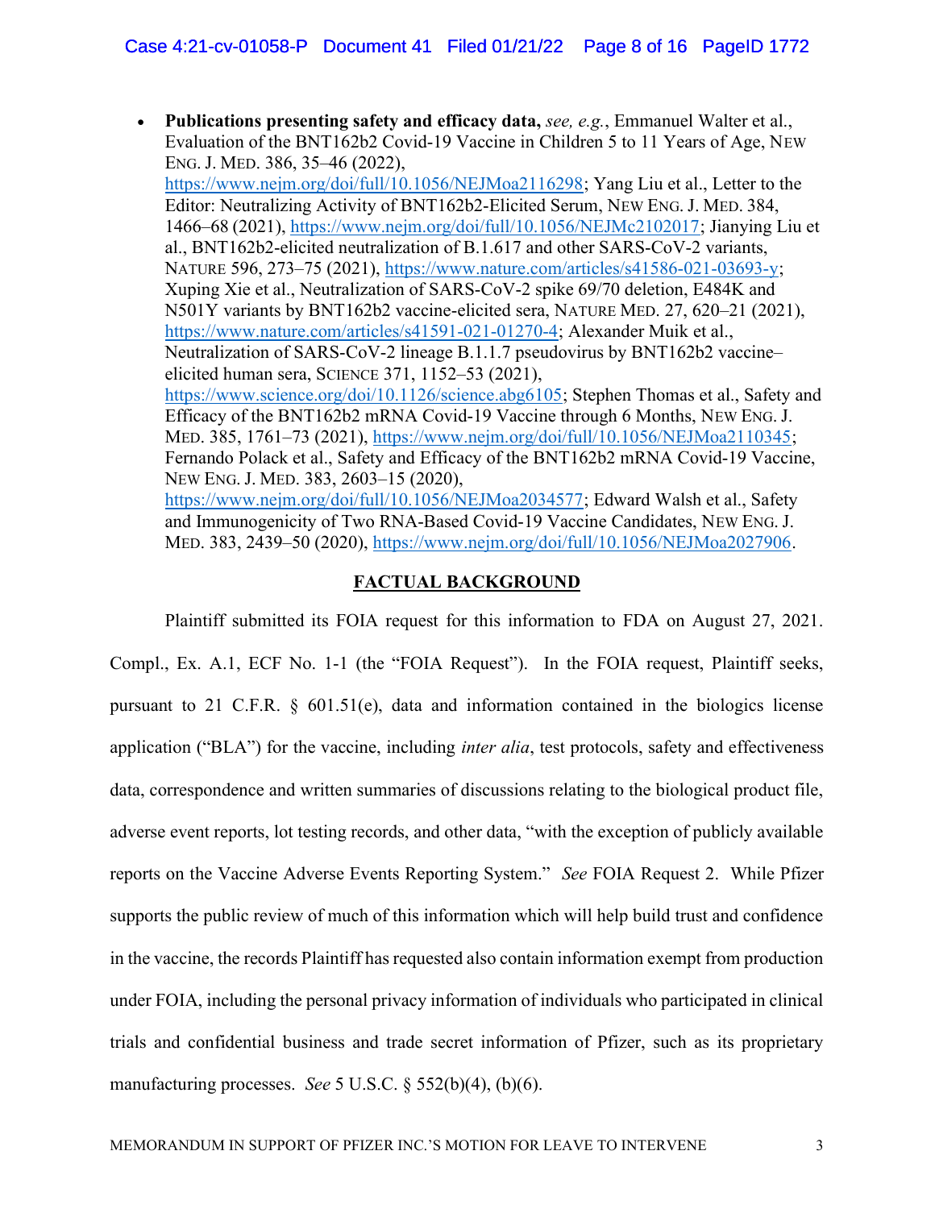- **Publications presenting safety and efficacy data,** *see, e.g.*, Emmanuel Walter et al., Evaluation of the BNT162b2 Covid-19 Vaccine in Children 5 to 11 Years of Age, NEW ENG. J. MED. 386, 35–46 (2022), https://www.nejm.org/doi/full/10.1056/NEJMoa2116298; Yang Liu et al., Letter to the Editor: Neutralizing Activity of BNT162b2-Elicited Serum, NEW ENG. J. MED. 384, 1466–68 (2021), https://www.nejm.org/doi/full/10.1056/NEJMc2102017; Jianying Liu et al., BNT162b2-elicited neutralization of B.1.617 and other SARS-CoV-2 variants, NATURE 596, 273–75 (2021), https://www.nature.com/articles/s41586-021-03693-y; Xuping Xie et al., Neutralization of SARS-CoV-2 spike 69/70 deletion, E484K and N501Y variants by BNT162b2 vaccine-elicited sera, NATURE MED. 27, 620–21 (2021), https://www.nature.com/articles/s41591-021-01270-4; Alexander Muik et al., Neutralization of SARS-CoV-2 lineage B.1.1.7 pseudovirus by BNT162b2 vaccine–elicited human sera, SCIENCE 371, 1152–53 (2021), https://www.science.org/doi/10.1126/science.abg6105; Stephen Thomas et al., Safety and Efficacy of the BNT162b2 mRNA Covid-19 Vaccine through 6 Months, NEW ENG. J. MED. 385, 1761–73 (2021), https://www.nejm.org/doi/full/10.1056/NEJMoa2110345; Fernando Polack et al., Safety and Efficacy of the BNT162b2 mRNA Covid-19 Vaccine, NEW ENG. J. MED. 383, 2603–15 (2020), https://www.nejm.org/doi/full/10.1056/NEJMoa2034577; Edward Walsh et al., Safety and Immunogenicity of Two RNA-Based Covid-19 Vaccine Candidates, NEW ENG. J. MED. 383, 2439–50 (2020), https://www.nejm.org/doi/full/10.1056/NEJMoa2027906.

## FACTUAL BACKGROUND

Plaintiff submitted its FOIA request for this information to FDA on August 27, 2021. Compl., Ex. A.1, ECF No. 1-1 (the "FOIA Request"). In the FOIA request, Plaintiff seeks, pursuant to 21 C.F.R. § 601.51(e), data and information contained in the biologics license application ("BLA") for the vaccine, including *inter alia*, test protocols, safety and effectiveness data, correspondence and written summaries of discussions relating to the biological product file, adverse event reports, lot testing records, and other data, "with the exception of publicly available reports on the Vaccine Adverse Events Reporting System." *See* FOIA Request 2. While Pfizer supports the public review of much of this information which will help build trust and confidence in the vaccine, the records Plaintiff has requested also contain information exempt from production under FOIA, including the personal privacy information of individuals who participated in clinical trials and confidential business and trade secret information of Pfizer, such as its proprietary manufacturing processes. *See* 5 U.S.C. § 552(b)(4), (b)(6).

MEMORANDUM IN SUPPORT OF PFIZER INC.'S MOTION FOR LEAVE TO INTERVENE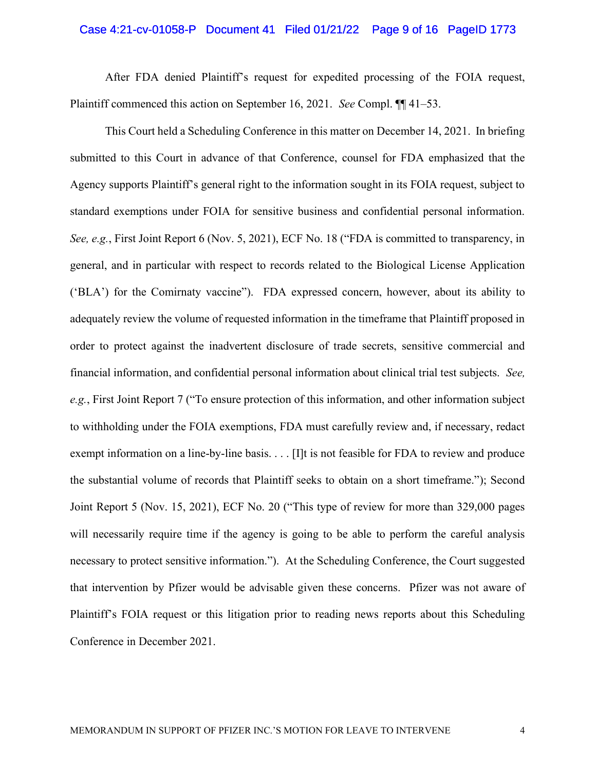After FDA denied Plaintiff's request for expedited processing of the FOIA request, Plaintiff commenced this action on September 16, 2021. *See* Compl. ¶¶ 41–53.

This Court held a Scheduling Conference in this matter on December 14, 2021. In briefing submitted to this Court in advance of that Conference, counsel for FDA emphasized that the Agency supports Plaintiff's general right to the information sought in its FOIA request, subject to standard exemptions under FOIA for sensitive business and confidential personal information. *See, e.g.*, First Joint Report 6 (Nov. 5, 2021), ECF No. 18 ("FDA is committed to transparency, in general, and in particular with respect to records related to the Biological License Application ('BLA') for the Comirnaty vaccine"). FDA expressed concern, however, about its ability to adequately review the volume of requested information in the timeframe that Plaintiff proposed in order to protect against the inadvertent disclosure of trade secrets, sensitive commercial and financial information, and confidential personal information about clinical trial test subjects. *See, e.g.*, First Joint Report 7 ("To ensure protection of this information, and other information subject to withholding under the FOIA exemptions, FDA must carefully review and, if necessary, redact exempt information on a line-by-line basis. . . . [I]t is not feasible for FDA to review and produce the substantial volume of records that Plaintiff seeks to obtain on a short timeframe."); Second Joint Report 5 (Nov. 15, 2021), ECF No. 20 ("This type of review for more than 329,000 pages will necessarily require time if the agency is going to be able to perform the careful analysis necessary to protect sensitive information."). At the Scheduling Conference, the Court suggested that intervention by Pfizer would be advisable given these concerns. Pfizer was not aware of Plaintiff's FOIA request or this litigation prior to reading news reports about this Scheduling Conference in December 2021.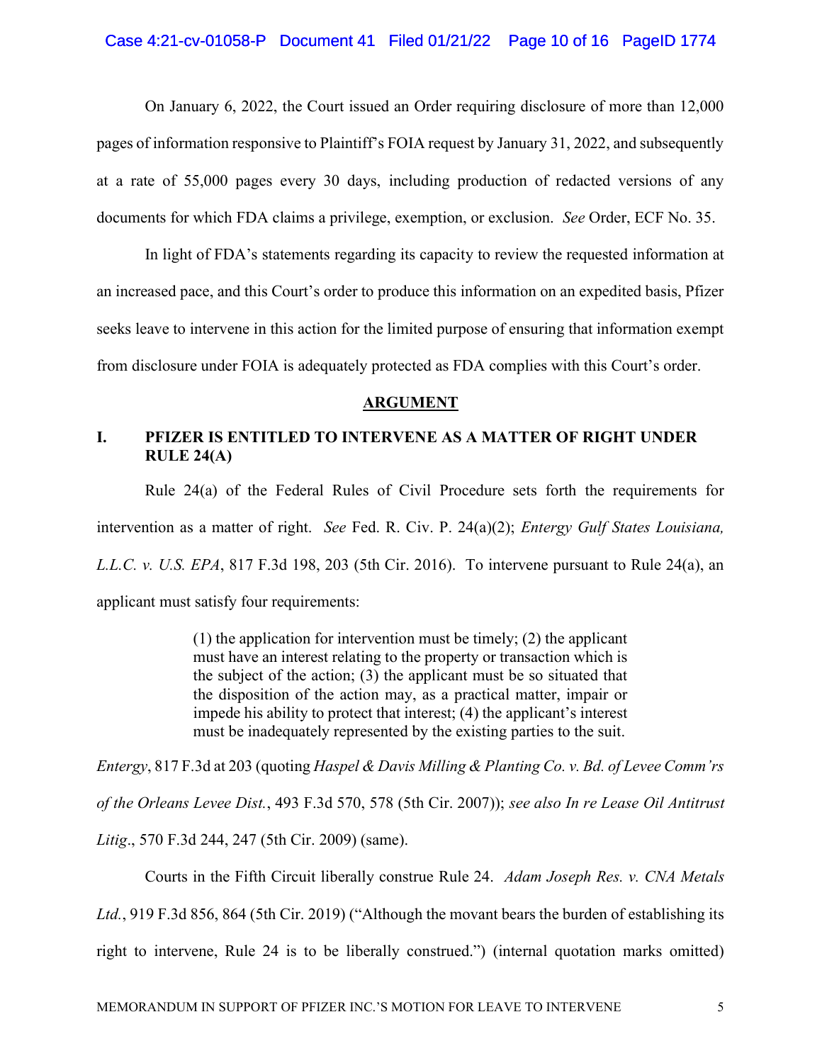On January 6, 2022, the Court issued an Order requiring disclosure of more than 12,000 pages of information responsive to Plaintiff's FOIA request by January 31, 2022, and subsequently at a rate of 55,000 pages every 30 days, including production of redacted versions of any documents for which FDA claims a privilege, exemption, or exclusion. *See* Order, ECF No. 35.

In light of FDA's statements regarding its capacity to review the requested information at an increased pace, and this Court's order to produce this information on an expedited basis, Pfizer seeks leave to intervene in this action for the limited purpose of ensuring that information exempt from disclosure under FOIA is adequately protected as FDA complies with this Court's order.

## ARGUMENT

### I. PFIZER IS ENTITLED TO INTERVENE AS A MATTER OF RIGHT UNDER RULE 24(A)

Rule 24(a) of the Federal Rules of Civil Procedure sets forth the requirements for intervention as a matter of right. *See* Fed. R. Civ. P. 24(a)(2); *Entergy Gulf States Louisiana, L.L.C. v. U.S. EPA*, 817 F.3d 198, 203 (5th Cir. 2016). To intervene pursuant to Rule 24(a), an applicant must satisfy four requirements:

> (1) the application for intervention must be timely; (2) the applicant must have an interest relating to the property or transaction which is the subject of the action; (3) the applicant must be so situated that the disposition of the action may, as a practical matter, impair or impede his ability to protect that interest; (4) the applicant's interest must be inadequately represented by the existing parties to the suit.

*Entergy*, 817 F.3d at 203 (quoting *Haspel & Davis Milling & Planting Co. v. Bd. of Levee Comm'rs of the Orleans Levee Dist.*, 493 F.3d 570, 578 (5th Cir. 2007)); *see also In re Lease Oil Antitrust Litig*., 570 F.3d 244, 247 (5th Cir. 2009) (same).

Courts in the Fifth Circuit liberally construe Rule 24. *Adam Joseph Res. v. CNA Metals Ltd.*, 919 F.3d 856, 864 (5th Cir. 2019) ("Although the movant bears the burden of establishing its right to intervene, Rule 24 is to be liberally construed.") (internal quotation marks omitted)

MEMORANDUM IN SUPPORT OF PFIZER INC.'S MOTION FOR LEAVE TO INTERVENE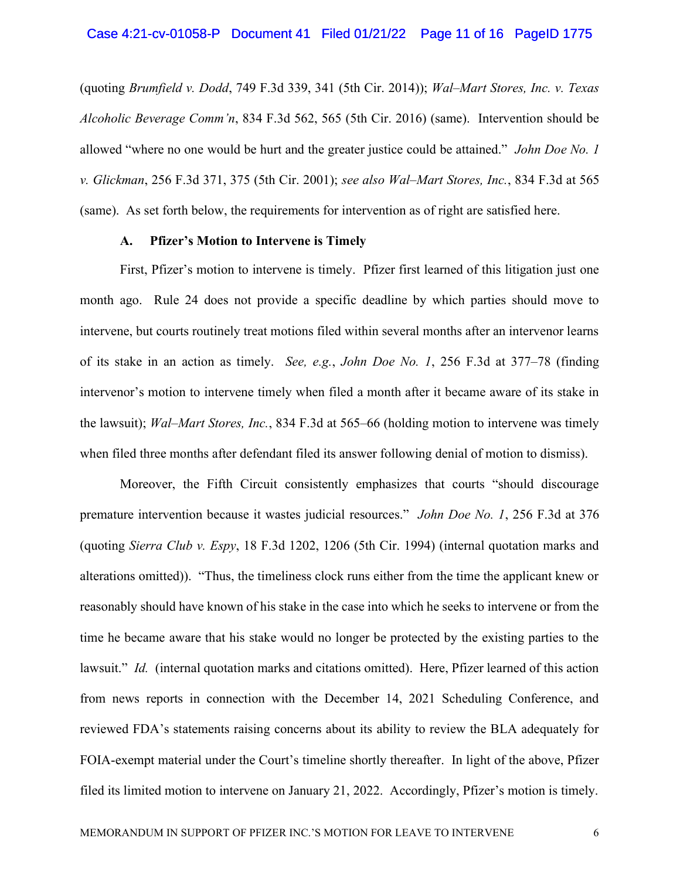(quoting *Brumfield v. Dodd*, 749 F.3d 339, 341 (5th Cir. 2014)); *Wal–Mart Stores, Inc. v. Texas Alcoholic Beverage Comm'n*, 834 F.3d 562, 565 (5th Cir. 2016) (same). Intervention should be allowed "where no one would be hurt and the greater justice could be attained." *John Doe No. 1 v. Glickman*, 256 F.3d 371, 375 (5th Cir. 2001); *see also Wal–Mart Stores, Inc.*, 834 F.3d at 565 (same). As set forth below, the requirements for intervention as of right are satisfied here.

### A. Pfizer's Motion to Intervene is Timely

First, Pfizer's motion to intervene is timely. Pfizer first learned of this litigation just one month ago. Rule 24 does not provide a specific deadline by which parties should move to intervene, but courts routinely treat motions filed within several months after an intervenor learns of its stake in an action as timely. *See, e.g.*, *John Doe No. 1*, 256 F.3d at 377–78 (finding intervenor's motion to intervene timely when filed a month after it became aware of its stake in the lawsuit); *Wal–Mart Stores, Inc.*, 834 F.3d at 565–66 (holding motion to intervene was timely when filed three months after defendant filed its answer following denial of motion to dismiss).

Moreover, the Fifth Circuit consistently emphasizes that courts "should discourage premature intervention because it wastes judicial resources." *John Doe No. 1*, 256 F.3d at 376 (quoting *Sierra Club v. Espy*, 18 F.3d 1202, 1206 (5th Cir. 1994) (internal quotation marks and alterations omitted)). "Thus, the timeliness clock runs either from the time the applicant knew or reasonably should have known of his stake in the case into which he seeks to intervene or from the time he became aware that his stake would no longer be protected by the existing parties to the lawsuit." *Id.* (internal quotation marks and citations omitted). Here, Pfizer learned of this action from news reports in connection with the December 14, 2021 Scheduling Conference, and reviewed FDA's statements raising concerns about its ability to review the BLA adequately for FOIA-exempt material under the Court's timeline shortly thereafter. In light of the above, Pfizer filed its limited motion to intervene on January 21, 2022. Accordingly, Pfizer's motion is timely.

MEMORANDUM IN SUPPORT OF PFIZER INC.'S MOTION FOR LEAVE TO INTERVENE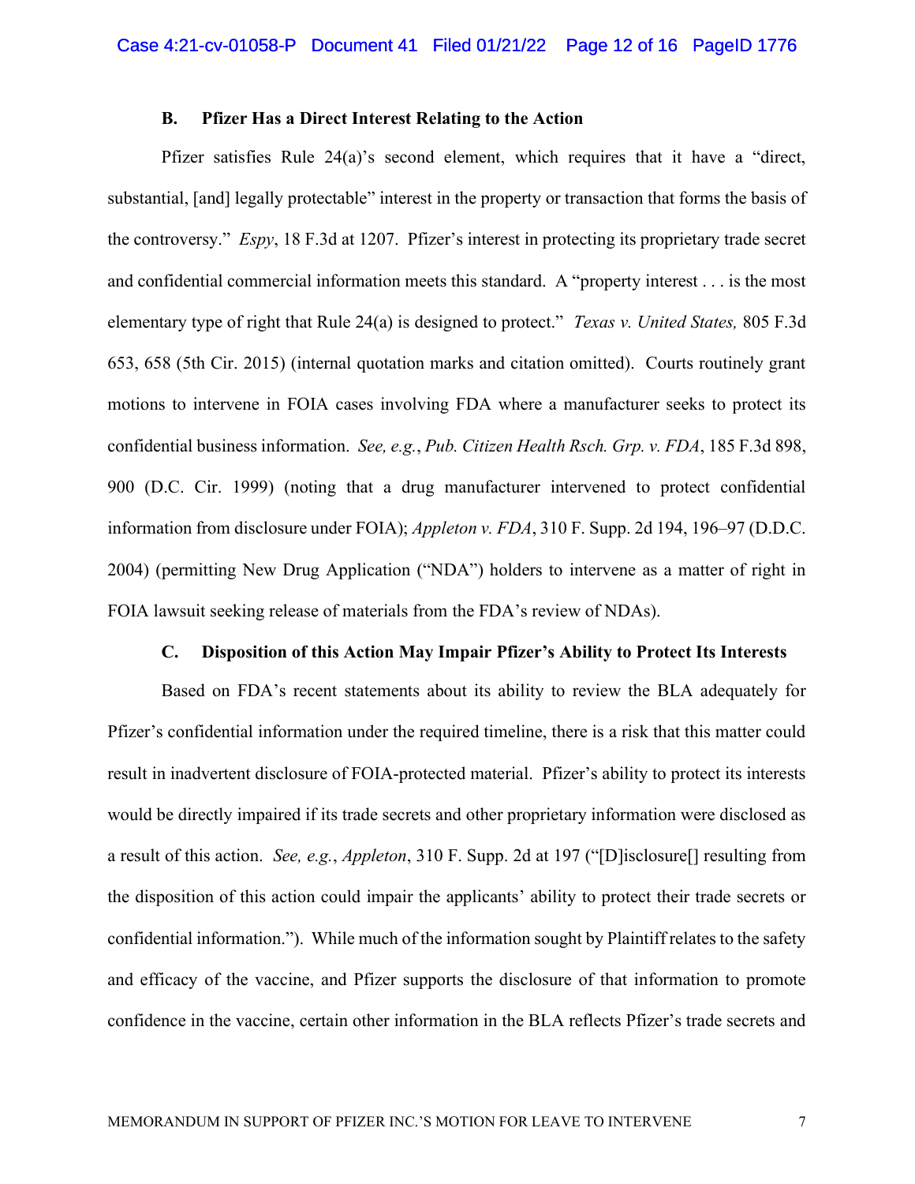### B. Pfizer Has a Direct Interest Relating to the Action

Pfizer satisfies Rule 24(a)'s second element, which requires that it have a "direct, substantial, [and] legally protectable" interest in the property or transaction that forms the basis of the controversy." *Espy*, 18 F.3d at 1207. Pfizer's interest in protecting its proprietary trade secret and confidential commercial information meets this standard. A "property interest . . . is the most elementary type of right that Rule 24(a) is designed to protect." *Texas v. United States,* 805 F.3d 653, 658 (5th Cir. 2015) (internal quotation marks and citation omitted). Courts routinely grant motions to intervene in FOIA cases involving FDA where a manufacturer seeks to protect its confidential business information. *See, e.g.*, *Pub. Citizen Health Rsch. Grp. v. FDA*, 185 F.3d 898, 900 (D.C. Cir. 1999) (noting that a drug manufacturer intervened to protect confidential information from disclosure under FOIA); *Appleton v. FDA*, 310 F. Supp. 2d 194, 196–97 (D.D.C. 2004) (permitting New Drug Application ("NDA") holders to intervene as a matter of right in FOIA lawsuit seeking release of materials from the FDA's review of NDAs).

### C. Disposition of this Action May Impair Pfizer's Ability to Protect Its Interests

Based on FDA's recent statements about its ability to review the BLA adequately for Pfizer's confidential information under the required timeline, there is a risk that this matter could result in inadvertent disclosure of FOIA-protected material. Pfizer's ability to protect its interests would be directly impaired if its trade secrets and other proprietary information were disclosed as a result of this action. *See, e.g.*, *Appleton*, 310 F. Supp. 2d at 197 ("[D]isclosure[] resulting from the disposition of this action could impair the applicants' ability to protect their trade secrets or confidential information."). While much of the information sought by Plaintiff relates to the safety and efficacy of the vaccine, and Pfizer supports the disclosure of that information to promote confidence in the vaccine, certain other information in the BLA reflects Pfizer's trade secrets and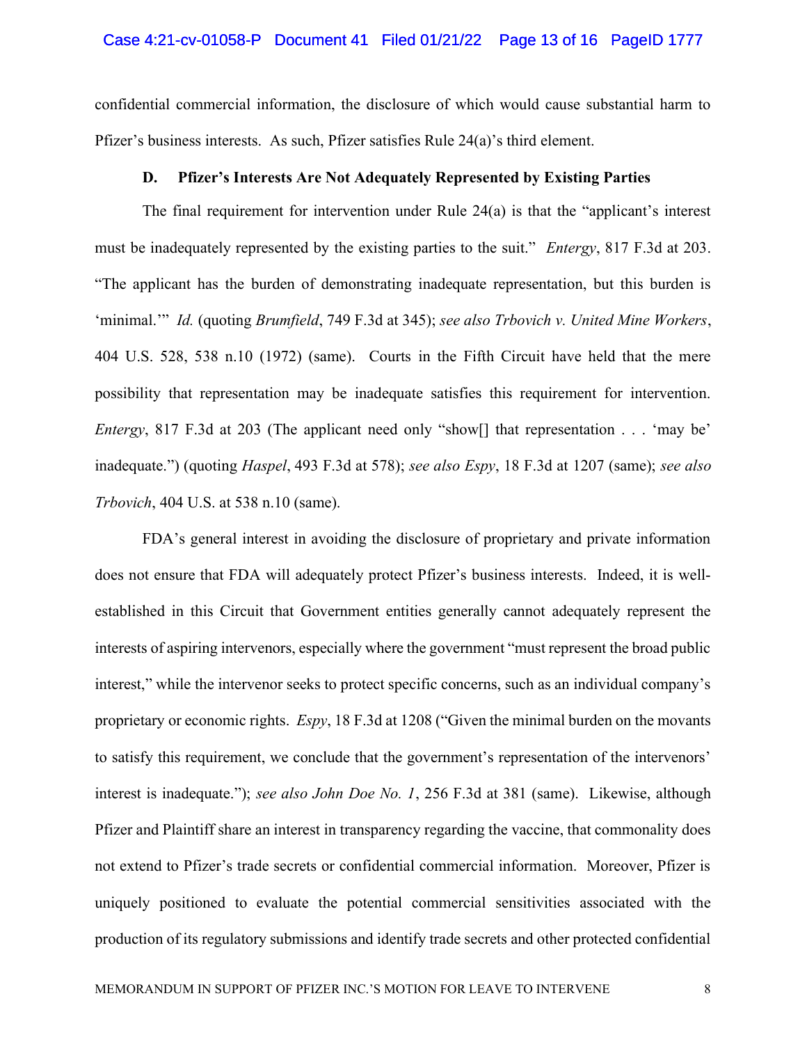confidential commercial information, the disclosure of which would cause substantial harm to Pfizer's business interests. As such, Pfizer satisfies Rule 24(a)'s third element.

**D. Pfizer's Interests Are Not Adequately Represented by Existing Parties**

The final requirement for intervention under Rule 24(a) is that the "applicant's interest must be inadequately represented by the existing parties to the suit." *Entergy*, 817 F.3d at 203. "The applicant has the burden of demonstrating inadequate representation, but this burden is 'minimal.'" *Id.* (quoting *Brumfield*, 749 F.3d at 345); *see also Trbovich v. United Mine Workers*, 404 U.S. 528, 538 n.10 (1972) (same). Courts in the Fifth Circuit have held that the mere possibility that representation may be inadequate satisfies this requirement for intervention. *Entergy*, 817 F.3d at 203 (The applicant need only "show[] that representation . . . 'may be' inadequate.") (quoting *Haspel*, 493 F.3d at 578); *see also Espy*, 18 F.3d at 1207 (same); *see also Trbovich*, 404 U.S. at 538 n.10 (same).

FDA's general interest in avoiding the disclosure of proprietary and private information does not ensure that FDA will adequately protect Pfizer's business interests. Indeed, it is well-established in this Circuit that Government entities generally cannot adequately represent the interests of aspiring intervenors, especially where the government "must represent the broad public interest," while the intervenor seeks to protect specific concerns, such as an individual company's proprietary or economic rights. *Espy*, 18 F.3d at 1208 ("Given the minimal burden on the movants to satisfy this requirement, we conclude that the government's representation of the intervenors' interest is inadequate."); *see also John Doe No. 1*, 256 F.3d at 381 (same). Likewise, although Pfizer and Plaintiff share an interest in transparency regarding the vaccine, that commonality does not extend to Pfizer's trade secrets or confidential commercial information. Moreover, Pfizer is uniquely positioned to evaluate the potential commercial sensitivities associated with the production of its regulatory submissions and identify trade secrets and other protected confidential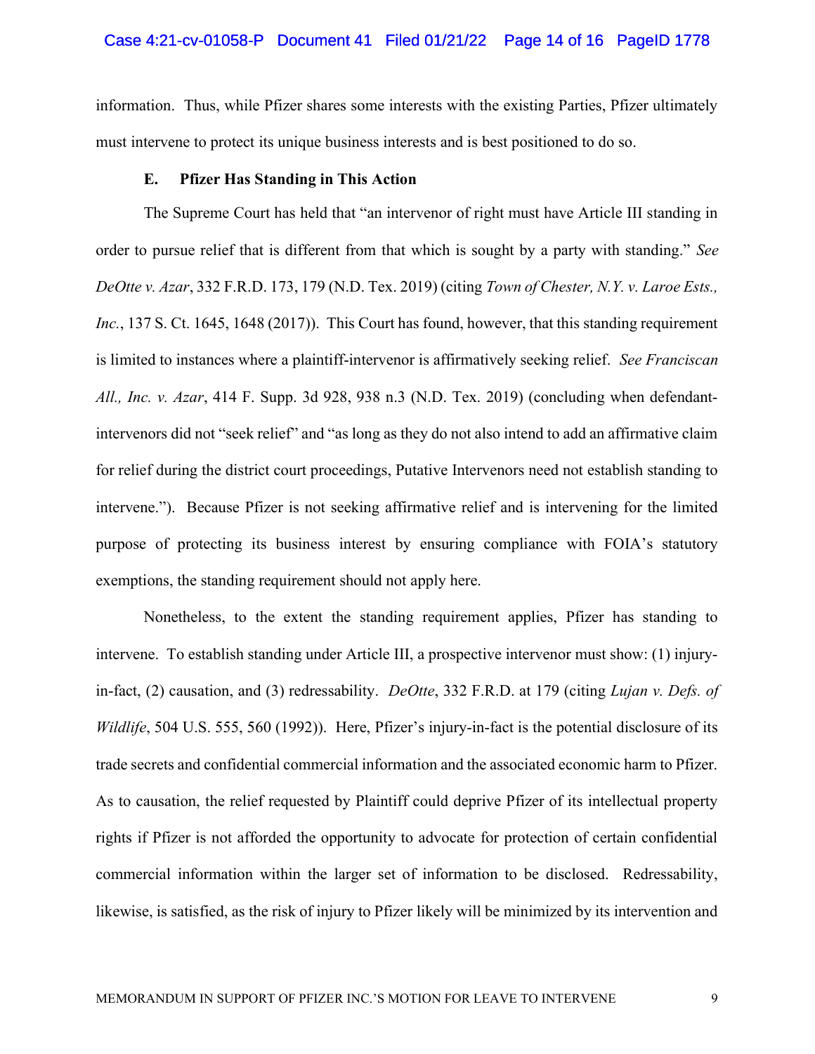information. Thus, while Pfizer shares some interests with the existing Parties, Pfizer ultimately must intervene to protect its unique business interests and is best positioned to do so.

### E. Pfizer Has Standing in This Action

The Supreme Court has held that "an intervenor of right must have Article III standing in order to pursue relief that is different from that which is sought by a party with standing." *See DeOtte v. Azar*, 332 F.R.D. 173, 179 (N.D. Tex. 2019) (citing *Town of Chester, N.Y. v. Laroe Ests., Inc.*, 137 S. Ct. 1645, 1648 (2017)). This Court has found, however, that this standing requirement is limited to instances where a plaintiff-intervenor is affirmatively seeking relief. *See Franciscan All., Inc. v. Azar*, 414 F. Supp. 3d 928, 938 n.3 (N.D. Tex. 2019) (concluding when defendant-intervenors did not "seek relief" and "as long as they do not also intend to add an affirmative claim for relief during the district court proceedings, Putative Intervenors need not establish standing to intervene."). Because Pfizer is not seeking affirmative relief and is intervening for the limited purpose of protecting its business interest by ensuring compliance with FOIA's statutory exemptions, the standing requirement should not apply here.

Nonetheless, to the extent the standing requirement applies, Pfizer has standing to intervene. To establish standing under Article III, a prospective intervenor must show: (1) injury-in-fact, (2) causation, and (3) redressability. *DeOtte*, 332 F.R.D. at 179 (citing *Lujan v. Defs. of Wildlife*, 504 U.S. 555, 560 (1992)). Here, Pfizer's injury-in-fact is the potential disclosure of its trade secrets and confidential commercial information and the associated economic harm to Pfizer. As to causation, the relief requested by Plaintiff could deprive Pfizer of its intellectual property rights if Pfizer is not afforded the opportunity to advocate for protection of certain confidential commercial information within the larger set of information to be disclosed. Redressability, likewise, is satisfied, as the risk of injury to Pfizer likely will be minimized by its intervention and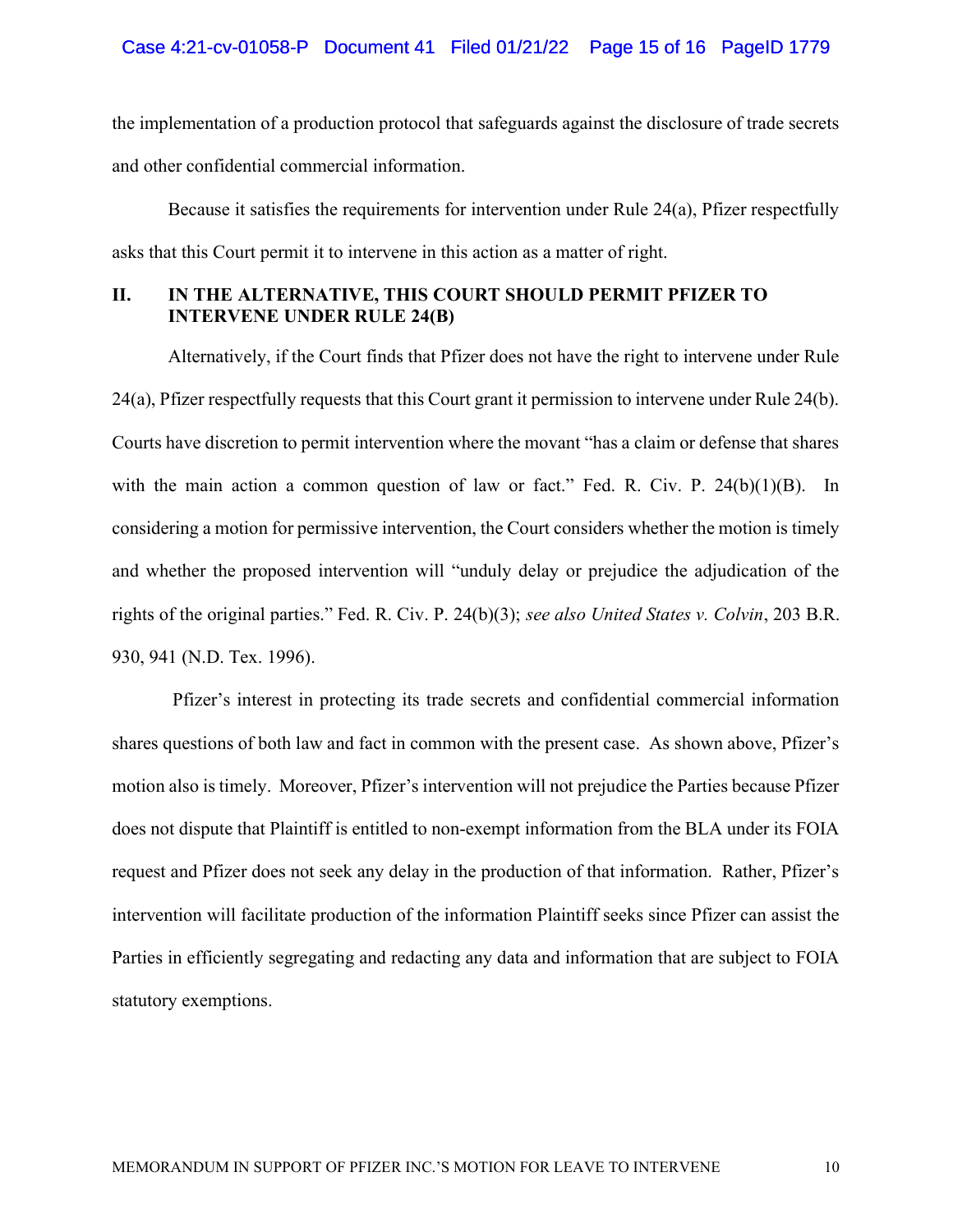the implementation of a production protocol that safeguards against the disclosure of trade secrets and other confidential commercial information.

Because it satisfies the requirements for intervention under Rule 24(a), Pfizer respectfully asks that this Court permit it to intervene in this action as a matter of right.

## II. IN THE ALTERNATIVE, THIS COURT SHOULD PERMIT PFIZER TO INTERVENE UNDER RULE 24(B)

Alternatively, if the Court finds that Pfizer does not have the right to intervene under Rule 24(a), Pfizer respectfully requests that this Court grant it permission to intervene under Rule 24(b). Courts have discretion to permit intervention where the movant "has a claim or defense that shares with the main action a common question of law or fact." Fed. R. Civ. P. 24(b)(1)(B). In considering a motion for permissive intervention, the Court considers whether the motion is timely and whether the proposed intervention will "unduly delay or prejudice the adjudication of the rights of the original parties." Fed. R. Civ. P. 24(b)(3); *see also United States v. Colvin*, 203 B.R. 930, 941 (N.D. Tex. 1996).

Pfizer's interest in protecting its trade secrets and confidential commercial information shares questions of both law and fact in common with the present case. As shown above, Pfizer's motion also is timely. Moreover, Pfizer's intervention will not prejudice the Parties because Pfizer does not dispute that Plaintiff is entitled to non-exempt information from the BLA under its FOIA request and Pfizer does not seek any delay in the production of that information. Rather, Pfizer's intervention will facilitate production of the information Plaintiff seeks since Pfizer can assist the Parties in efficiently segregating and redacting any data and information that are subject to FOIA statutory exemptions.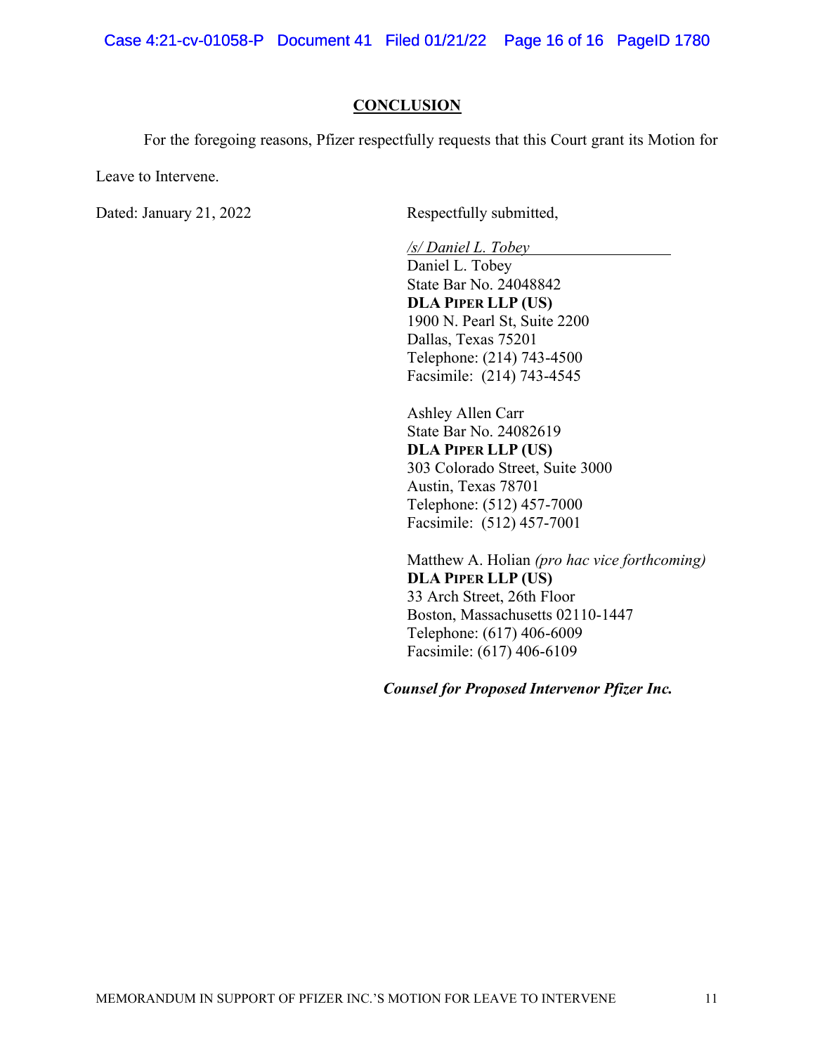## CONCLUSION

For the foregoing reasons, Pfizer respectfully requests that this Court grant its Motion for Leave to Intervene.

Dated: January 21, 2022

Respectfully submitted,

*/s/ Daniel L. Tobey*
Daniel L. Tobey
State Bar No. 24048842
**DLA PIPER LLP (US)**
1900 N. Pearl St, Suite 2200
Dallas, Texas 75201
Telephone: (214) 743-4500
Facsimile: (214) 743-4545

Ashley Allen Carr
State Bar No. 24082619
**DLA PIPER LLP (US)**
303 Colorado Street, Suite 3000
Austin, Texas 78701
Telephone: (512) 457-7000
Facsimile: (512) 457-7001

Matthew A. Holian *(pro hac vice forthcoming)*
**DLA PIPER LLP (US)**
33 Arch Street, 26th Floor
Boston, Massachusetts 02110-1447
Telephone: (617) 406-6009
Facsimile: (617) 406-6109

***Counsel for Proposed Intervenor Pfizer Inc.***